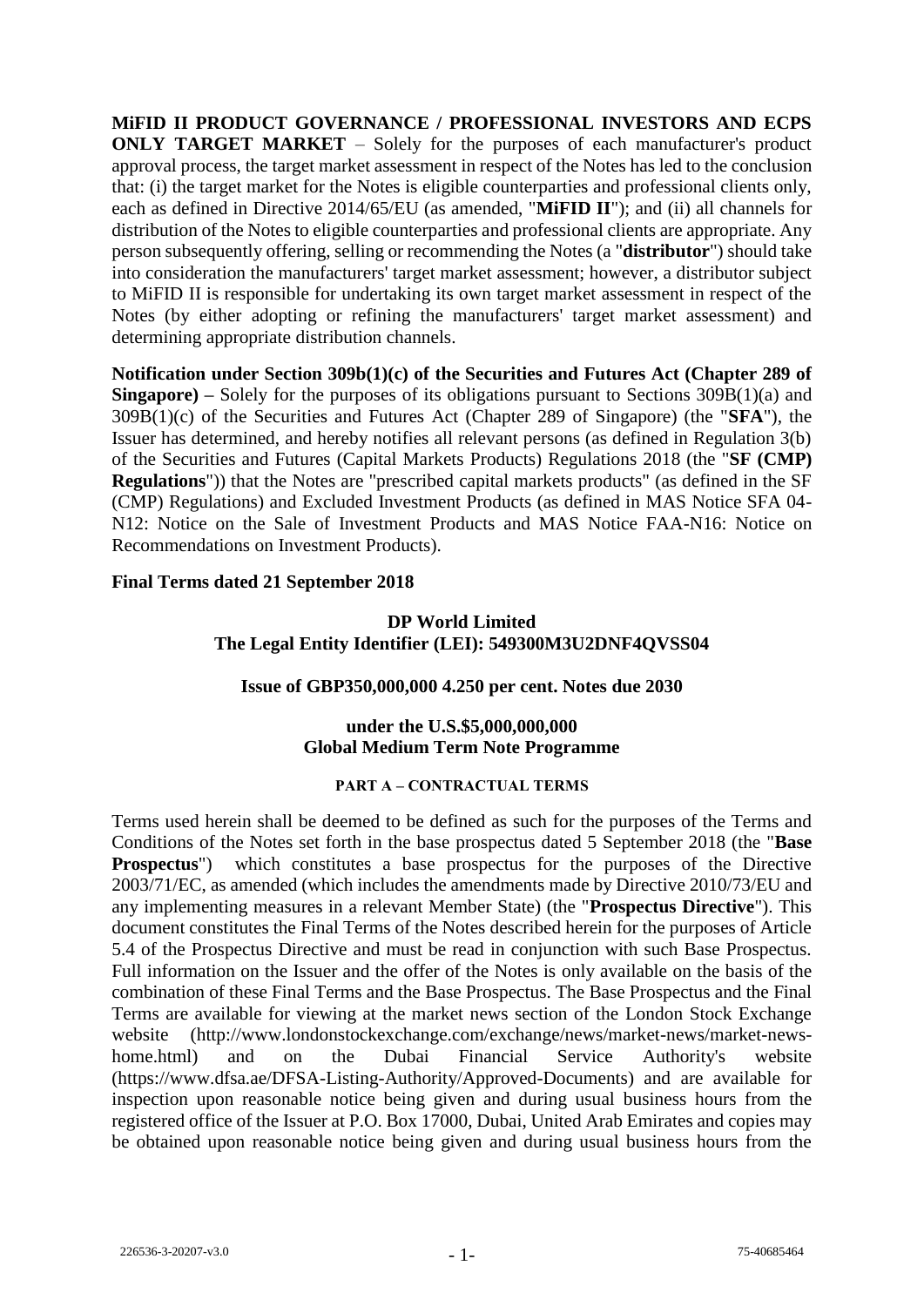**MiFID II PRODUCT GOVERNANCE / PROFESSIONAL INVESTORS AND ECPS ONLY TARGET MARKET** – Solely for the purposes of each manufacturer's product approval process, the target market assessment in respect of the Notes has led to the conclusion that: (i) the target market for the Notes is eligible counterparties and professional clients only, each as defined in Directive 2014/65/EU (as amended, "**MiFID II**"); and (ii) all channels for distribution of the Notes to eligible counterparties and professional clients are appropriate. Any person subsequently offering, selling or recommending the Notes (a "**distributor**") should take into consideration the manufacturers' target market assessment; however, a distributor subject to MiFID II is responsible for undertaking its own target market assessment in respect of the Notes (by either adopting or refining the manufacturers' target market assessment) and determining appropriate distribution channels.

**Notification under Section 309b(1)(c) of the Securities and Futures Act (Chapter 289 of Singapore) –** Solely for the purposes of its obligations pursuant to Sections 309B(1)(a) and 309B(1)(c) of the Securities and Futures Act (Chapter 289 of Singapore) (the "**SFA**"), the Issuer has determined, and hereby notifies all relevant persons (as defined in Regulation 3(b) of the Securities and Futures (Capital Markets Products) Regulations 2018 (the "**SF (CMP) Regulations**")) that the Notes are "prescribed capital markets products" (as defined in the SF (CMP) Regulations) and Excluded Investment Products (as defined in MAS Notice SFA 04-N12: Notice on the Sale of Investment Products and MAS Notice FAA-N16: Notice on Recommendations on Investment Products).

**Final Terms dated 21 September 2018**

**DP World Limited**
**The Legal Entity Identifier (LEI): 549300M3U2DNF4QVSS04**

**Issue of GBP350,000,000 4.250 per cent. Notes due 2030**

**under the U.S.$5,000,000,000**
**Global Medium Term Note Programme**

**PART A – CONTRACTUAL TERMS**

Terms used herein shall be deemed to be defined as such for the purposes of the Terms and Conditions of the Notes set forth in the base prospectus dated 5 September 2018 (the "**Base Prospectus**") which constitutes a base prospectus for the purposes of the Directive 2003/71/EC, as amended (which includes the amendments made by Directive 2010/73/EU and any implementing measures in a relevant Member State) (the "**Prospectus Directive**"). This document constitutes the Final Terms of the Notes described herein for the purposes of Article 5.4 of the Prospectus Directive and must be read in conjunction with such Base Prospectus. Full information on the Issuer and the offer of the Notes is only available on the basis of the combination of these Final Terms and the Base Prospectus. The Base Prospectus and the Final Terms are available for viewing at the market news section of the London Stock Exchange website (http://www.londonstockexchange.com/exchange/news/market-news/market-news-home.html) and on the Dubai Financial Service Authority's website (https://www.dfsa.ae/DFSA-Listing-Authority/Approved-Documents) and are available for inspection upon reasonable notice being given and during usual business hours from the registered office of the Issuer at P.O. Box 17000, Dubai, United Arab Emirates and copies may be obtained upon reasonable notice being given and during usual business hours from the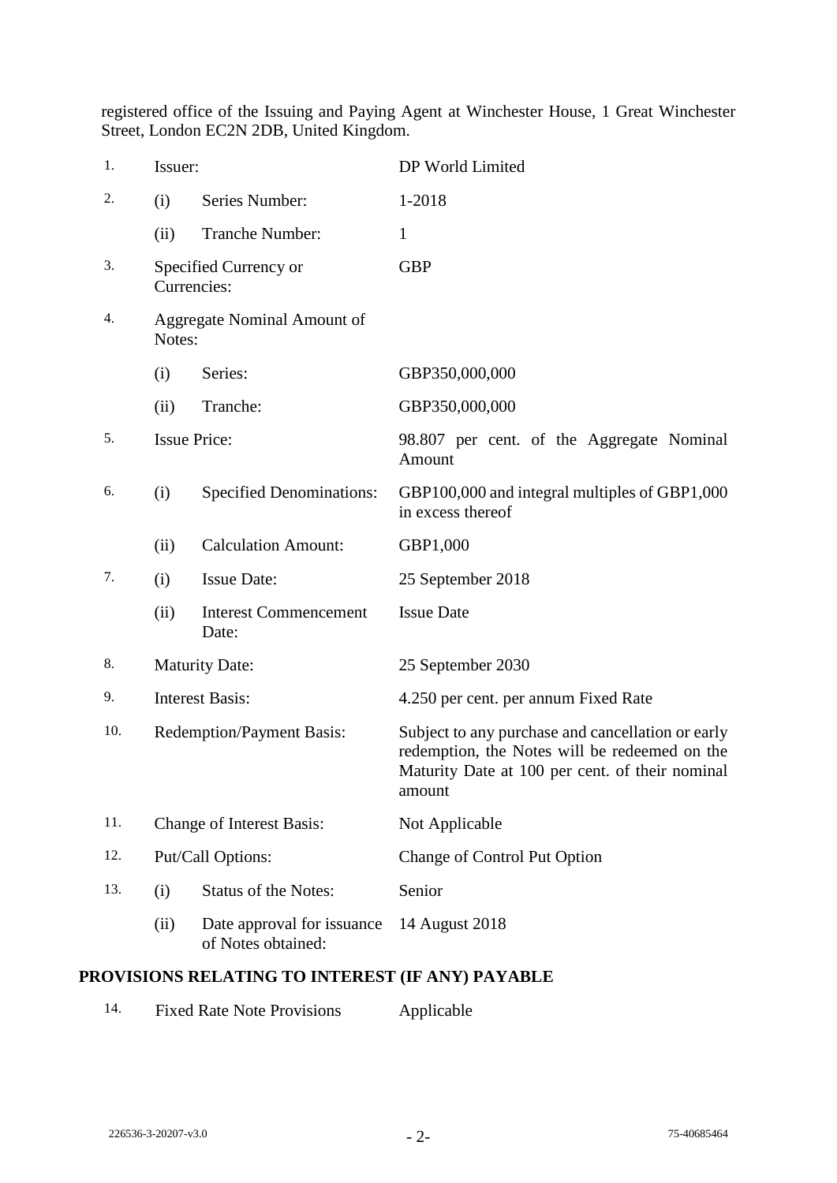registered office of the Issuing and Paying Agent at Winchester House, 1 Great Winchester Street, London EC2N 2DB, United Kingdom.

| | | | |
|---|---|---|---|
| 1. | Issuer: | | DP World Limited |
| 2. | (i) | Series Number: | 1-2018 |
| | (ii) | Tranche Number: | 1 |
| 3. | Specified Currency or Currencies: | | GBP |
| 4. | Aggregate Nominal Amount of Notes: | | |
| | (i) | Series: | GBP350,000,000 |
| | (ii) | Tranche: | GBP350,000,000 |
| 5. | Issue Price: | | 98.807 per cent. of the Aggregate Nominal Amount |
| 6. | (i) | Specified Denominations: | GBP100,000 and integral multiples of GBP1,000 in excess thereof |
| | (ii) | Calculation Amount: | GBP1,000 |
| 7. | (i) | Issue Date: | 25 September 2018 |
| | (ii) | Interest Commencement Date: | Issue Date |
| 8. | Maturity Date: | | 25 September 2030 |
| 9. | Interest Basis: | | 4.250 per cent. per annum Fixed Rate |
| 10. | Redemption/Payment Basis: | | Subject to any purchase and cancellation or early redemption, the Notes will be redeemed on the Maturity Date at 100 per cent. of their nominal amount |
| 11. | Change of Interest Basis: | | Not Applicable |
| 12. | Put/Call Options: | | Change of Control Put Option |
| 13. | (i) | Status of the Notes: | Senior |
| | (ii) | Date approval for issuance of Notes obtained: | 14 August 2018 |

## PROVISIONS RELATING TO INTEREST (IF ANY) PAYABLE

| | | |
|---|---|---|
| 14. | Fixed Rate Note Provisions | Applicable |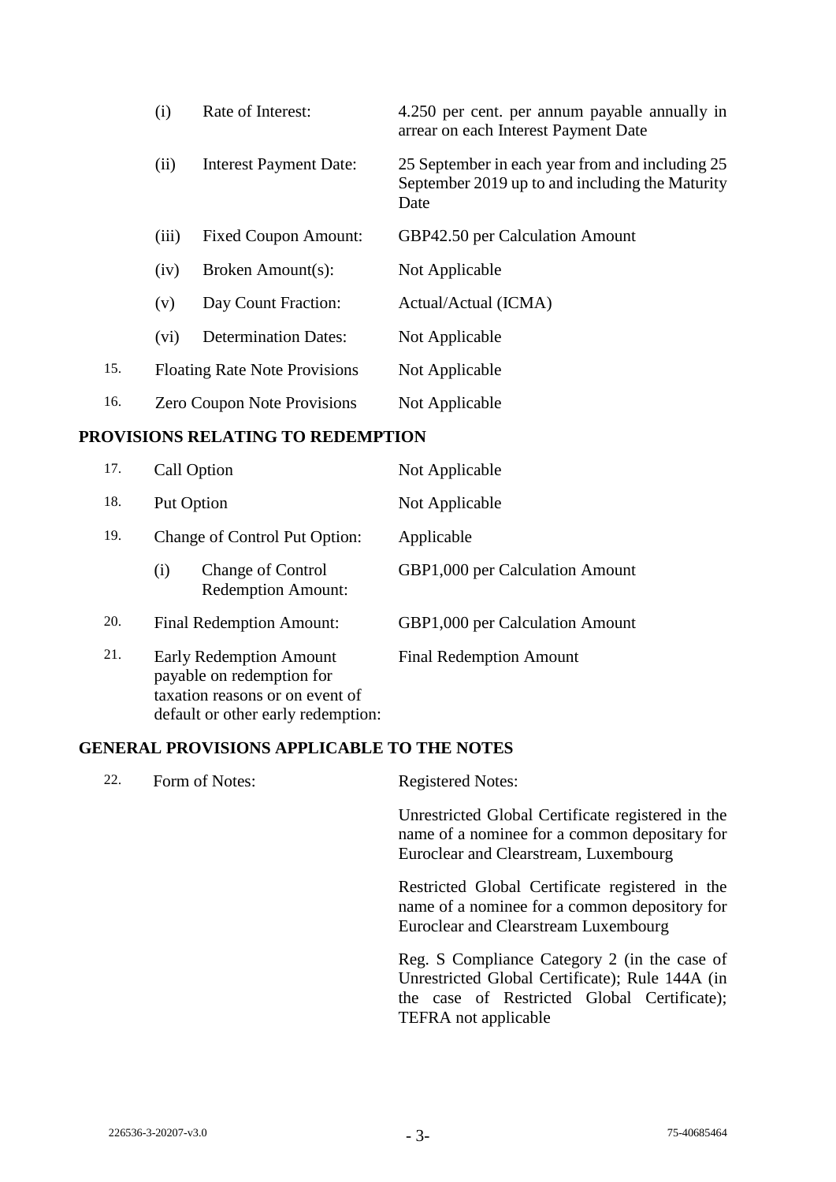| | | |
|---|---|---|
| | (i) Rate of Interest: | 4.250 per cent. per annum payable annually in arrear on each Interest Payment Date |
| | (ii) Interest Payment Date: | 25 September in each year from and including 25 September 2019 up to and including the Maturity Date |
| | (iii) Fixed Coupon Amount: | GBP42.50 per Calculation Amount |
| | (iv) Broken Amount(s): | Not Applicable |
| | (v) Day Count Fraction: | Actual/Actual (ICMA) |
| | (vi) Determination Dates: | Not Applicable |
| 15. | Floating Rate Note Provisions | Not Applicable |
| 16. | Zero Coupon Note Provisions | Not Applicable |

## PROVISIONS RELATING TO REDEMPTION

| | | |
|---|---|---|
| 17. | Call Option | Not Applicable |
| 18. | Put Option | Not Applicable |
| 19. | Change of Control Put Option: | Applicable |
| | (i) Change of Control Redemption Amount: | GBP1,000 per Calculation Amount |
| 20. | Final Redemption Amount: | GBP1,000 per Calculation Amount |
| 21. | Early Redemption Amount payable on redemption for taxation reasons or on event of default or other early redemption: | Final Redemption Amount |

## GENERAL PROVISIONS APPLICABLE TO THE NOTES

| | | |
|---|---|---|
| 22. | Form of Notes: | Registered Notes:<br><br>Unrestricted Global Certificate registered in the name of a nominee for a common depositary for Euroclear and Clearstream, Luxembourg<br><br>Restricted Global Certificate registered in the name of a nominee for a common depository for Euroclear and Clearstream Luxembourg<br><br>Reg. S Compliance Category 2 (in the case of Unrestricted Global Certificate); Rule 144A (in the case of Restricted Global Certificate); TEFRA not applicable |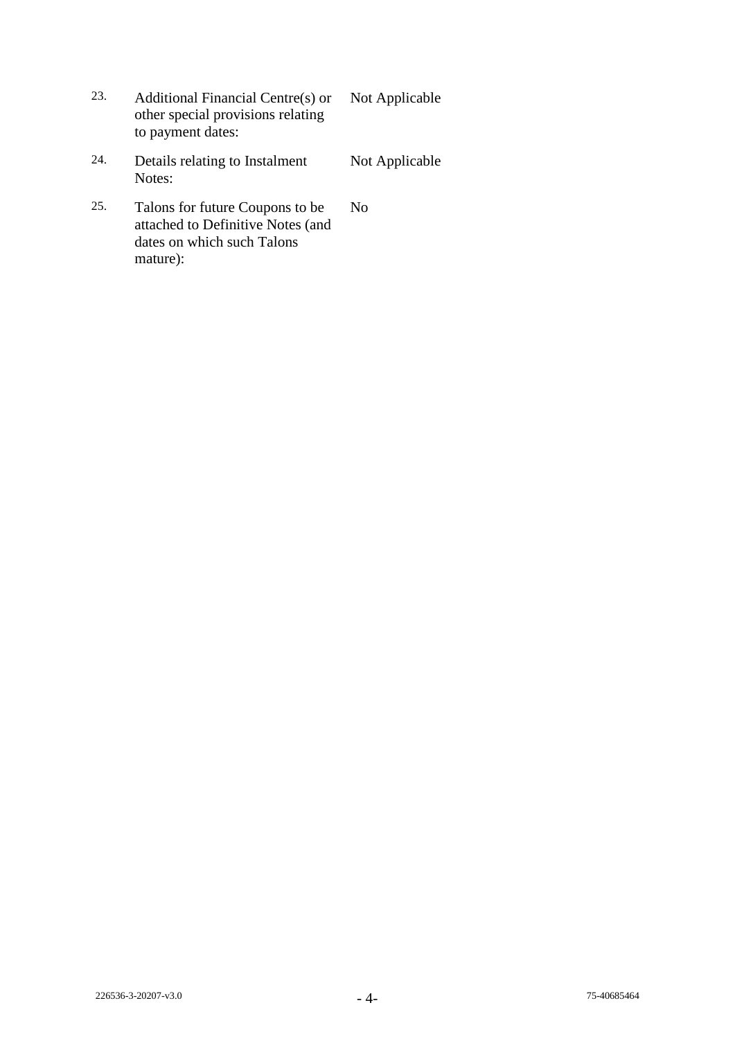| | | |
|---|---|---|
| 23. | Additional Financial Centre(s) or other special provisions relating to payment dates: | Not Applicable |
| 24. | Details relating to Instalment Notes: | Not Applicable |
| 25. | Talons for future Coupons to be attached to Definitive Notes (and dates on which such Talons mature): | No |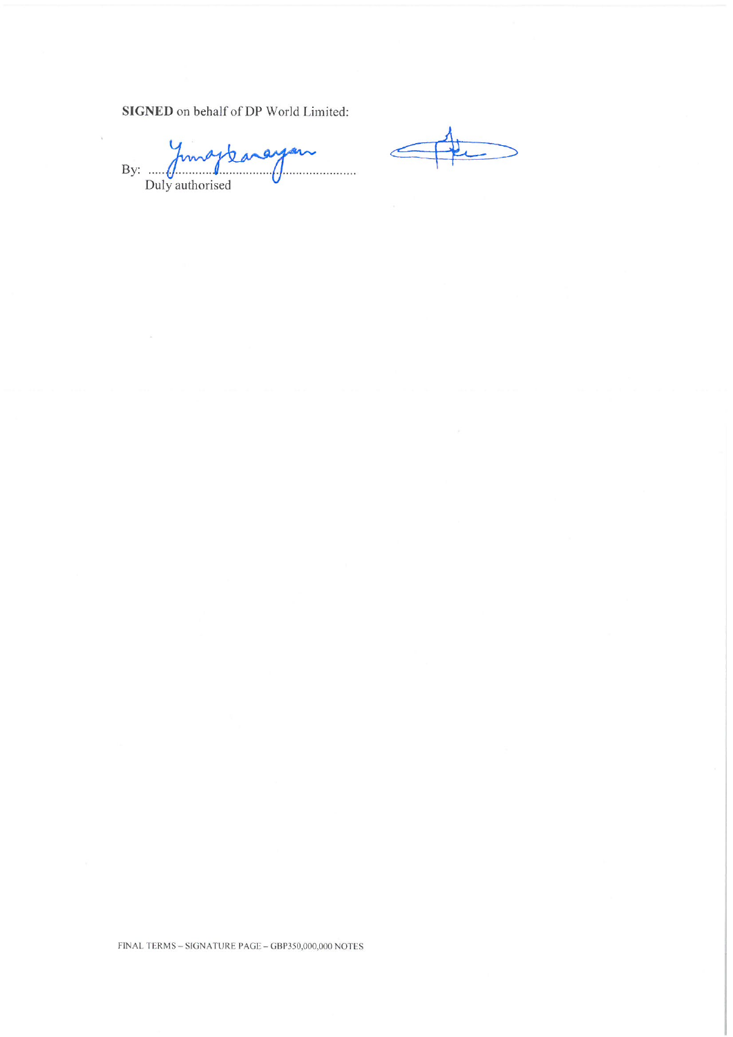**SIGNED** on behalf of DP World Limited:

By: ..........................................................................
Duly authorised

FINAL TERMS – SIGNATURE PAGE – GBP350,000,000 NOTES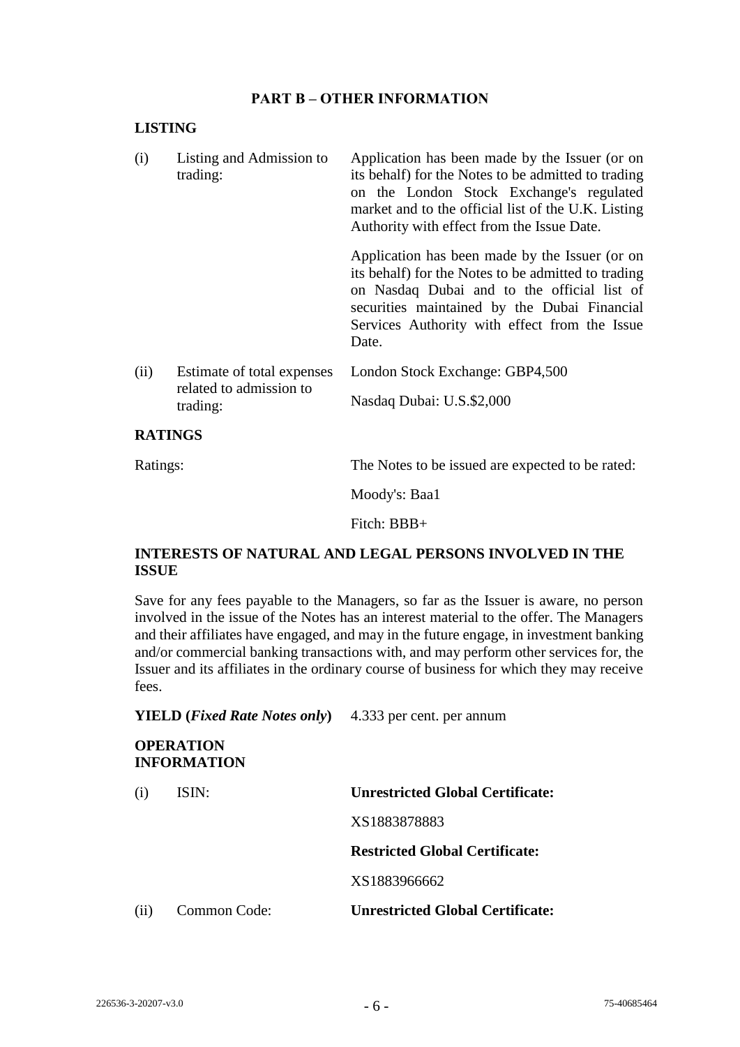## PART B – OTHER INFORMATION

### LISTING

| | | |
|---|---|---|
| (i) | Listing and Admission to trading: | Application has been made by the Issuer (or on its behalf) for the Notes to be admitted to trading on the London Stock Exchange's regulated market and to the official list of the U.K. Listing Authority with effect from the Issue Date.<br><br>Application has been made by the Issuer (or on its behalf) for the Notes to be admitted to trading on Nasdaq Dubai and to the official list of securities maintained by the Dubai Financial Services Authority with effect from the Issue Date. |
| (ii) | Estimate of total expenses related to admission to trading: | London Stock Exchange: GBP4,500<br><br>Nasdaq Dubai: U.S.$2,000 |

### RATINGS

| | |
|---|---|
| Ratings: | The Notes to be issued are expected to be rated:<br><br>Moody's: Baa1<br><br>Fitch: BBB+ |

### INTERESTS OF NATURAL AND LEGAL PERSONS INVOLVED IN THE ISSUE

Save for any fees payable to the Managers, so far as the Issuer is aware, no person involved in the issue of the Notes has an interest material to the offer. The Managers and their affiliates have engaged, and may in the future engage, in investment banking and/or commercial banking transactions with, and may perform other services for, the Issuer and its affiliates in the ordinary course of business for which they may receive fees.

**YIELD (*Fixed Rate Notes only*)** 4.333 per cent. per annum

### OPERATION INFORMATION

| | | |
|---|---|---|
| (i) | ISIN: | **Unrestricted Global Certificate:**<br><br>XS1883878883<br><br>**Restricted Global Certificate:**<br><br>XS1883966662 |
| (ii) | Common Code: | **Unrestricted Global Certificate:** |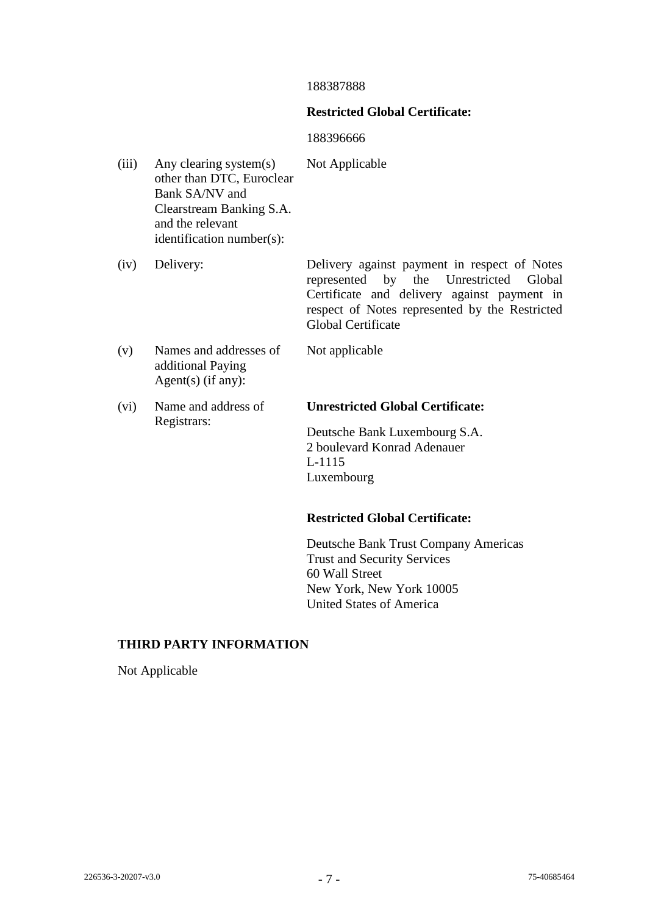| | | |
|---|---|---|
| | | 188387888 |
| | | **Restricted Global Certificate:** |
| | | 188396666 |
| (iii) | Any clearing system(s) other than DTC, Euroclear Bank SA/NV and Clearstream Banking S.A. and the relevant identification number(s): | Not Applicable |
| (iv) | Delivery: | Delivery against payment in respect of Notes represented by the Unrestricted Global Certificate and delivery against payment in respect of Notes represented by the Restricted Global Certificate |
| (v) | Names and addresses of additional Paying Agent(s) (if any): | Not applicable |
| (vi) | Name and address of Registrars: | **Unrestricted Global Certificate:**<br>Deutsche Bank Luxembourg S.A.<br>2 boulevard Konrad Adenauer<br>L-1115<br>Luxembourg<br><br>**Restricted Global Certificate:**<br>Deutsche Bank Trust Company Americas<br>Trust and Security Services<br>60 Wall Street<br>New York, New York 10005<br>United States of America |

## THIRD PARTY INFORMATION

Not Applicable